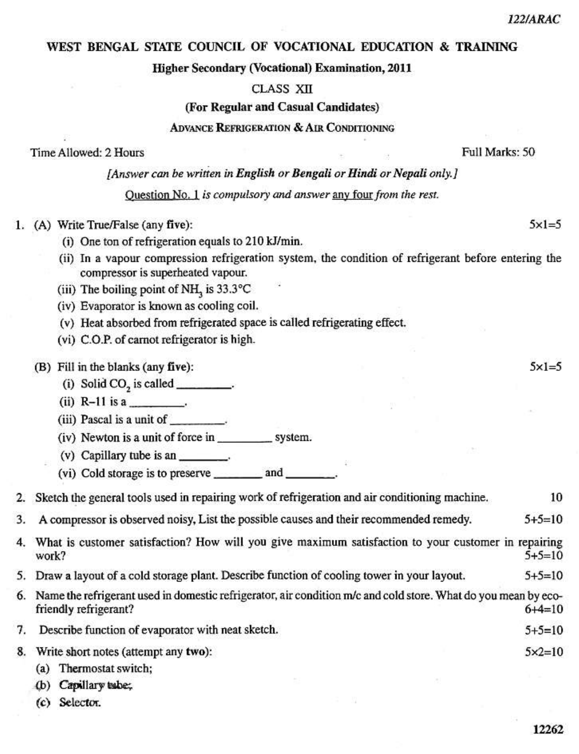122/ARAC

# WEST BENGAL STATE COUNCIL OF VOCATIONAL EDUCATION & TRAINING

## Higher Secondary (Vocational) Examination, 2011

### CLASS XII

**(For Regular and Casual Candidates)**

ADVANCE REFRIGERATION & AIR CONDITIONING

Time Allowed: 2 Hours — Full Marks: 50

*[Answer can be written in English or Bengali or Hindi or Nepali only.]*

Question No. 1 *is compulsory and answer* any four *from the rest.*

1. (A) Write True/False (any **five**): 5×1=5
   - (i) One ton of refrigeration equals to 210 kJ/min.
   - (ii) In a vapour compression refrigeration system, the condition of refrigerant before entering the compressor is superheated vapour.
   - (iii) The boiling point of $NH_3$ is 33.3°C
   - (iv) Evaporator is known as cooling coil.
   - (v) Heat absorbed from refrigerated space is called refrigerating effect.
   - (vi) C.O.P. of carnot refrigerator is high.

   (B) Fill in the blanks (any **five**): 5×1=5
   - (i) Solid $CO_2$ is called ________.
   - (ii) R–11 is a ________.
   - (iii) Pascal is a unit of ________.
   - (iv) Newton is a unit of force in ________ system.
   - (v) Capillary tube is an ________.
   - (vi) Cold storage is to preserve ________ and ________.

2. Sketch the general tools used in repairing work of refrigeration and air conditioning machine. 10

3. A compressor is observed noisy, List the possible causes and their recommended remedy. 5+5=10

4. What is customer satisfaction? How will you give maximum satisfaction to your customer in repairing work? 5+5=10

5. Draw a layout of a cold storage plant. Describe function of cooling tower in your layout. 5+5=10

6. Name the refrigerant used in domestic refrigerator, air condition m/c and cold store. What do you mean by eco-friendly refrigerant? 6+4=10

7. Describe function of evaporator with neat sketch. 5+5=10

8. Write short notes (attempt any **two**): 5×2=10
   - (a) Thermostat switch;
   - (b) Capillary tube;
   - (c) Selector.

12262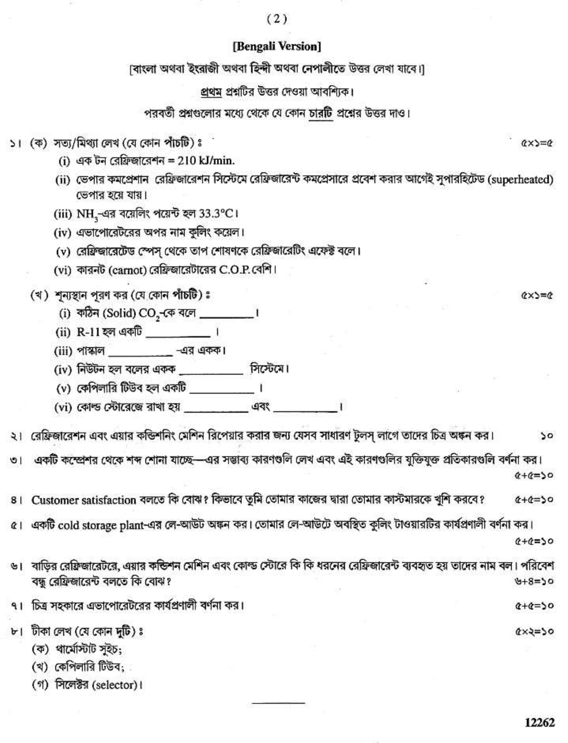## [Bengali Version]

[বাংলা অথবা ইংরাজী অথবা হিন্দী অথবা নেপালীতে উত্তর লেখা যাবে।]

প্রথম প্রশ্নটির উত্তর দেওয়া আবশ্যিক।

পরবর্তী প্রশ্নগুলোর মধ্যে থেকে যে কোন চারটি প্রশ্নের উত্তর দাও।

১। (ক) সত্য/মিথ্যা লেখ (যে কোন পাঁচটি) : $৫ \times ১ = ৫$

(i) এক টন রেফ্রিজারেশন = 210 kJ/min.

(ii) ভেপার কমপ্রেশান রেফ্রিজারেশন সিস্টেমে রেফ্রিজারেন্ট কমপ্রেসারে প্রবেশ করার আগেই সুপারহিটেড (superheated) ভেপার হয়ে যায়।

(iii) $NH_3$-এর বয়েলিং পয়েন্ট হল 33.3°C।

(iv) এভাপোরেটরের অপর নাম কুলিং কয়েল।

(v) রেফ্রিজারেটেড স্পেস্ থেকে তাপ শোষণকে রেফ্রিজারেটিং এফেক্ট বলে।

(vi) কারনট (carnot) রেফ্রিজারেটারের C.O.P. বেশি।

(খ) শূন্যস্থান পূরণ কর (যে কোন পাঁচটি) : $৫ \times ১ = ৫$

(i) কঠিন (Solid) $CO_2$-কে বলে ________।

(ii) R-11 হল একটি ________ ।

(iii) পাস্কাল ________ -এর একক।

(iv) নিউটন হল বলের একক ________ সিস্টেমে।

(v) কেপিলারি টিউব হল একটি ________ ।

(vi) কোল্ড স্টোরেজে রাখা হয় ________ এবং ________।

২। রেফ্রিজারেশন এবং এয়ার কন্ডিশনিং মেশিন রিপেয়ার করার জন্য যেসব সাধারণ টুলস্ লাগে তাদের চিত্র অঙ্কন কর। ১০

৩। একটি কম্প্রেশর থেকে শব্দ শোনা যাচ্ছে—এর সম্ভাব্য কারণগুলি লেখ এবং এই কারণগুলির যুক্তিযুক্ত প্রতিকারগুলি বর্ণনা কর। ৫+৫=১০

৪। Customer satisfaction বলতে কি বোঝ? কিভাবে তুমি তোমার কাজের দ্বারা তোমার কাস্টমারকে খুশি করবে? ৫+৫=১০

৫। একটি cold storage plant-এর লে-আউট অঙ্কন কর। তোমার লে-আউটে অবস্থিত কুলিং টাওয়ারটির কার্যপ্রণালী বর্ণনা কর। ৫+৫=১০

৬। বাড়ির রেফ্রিজারেটরে, এয়ার কন্ডিশন মেশিন এবং কোল্ড স্টোরে কি কি ধরনের রেফ্রিজারেন্ট ব্যবহৃত হয় তাদের নাম বল। পরিবেশ বন্ধু রেফ্রিজারেন্ট বলতে কি বোঝ? ৬+৪=১০

৭। চিত্র সহকারে এভাপোরেটরের কার্যপ্রণালী বর্ণনা কর। ৫+৫=১০

৮। টীকা লেখ (যে কোন দুটি) : $৫ \times ২ = ১০$

(ক) থার্মোস্টাট সুইচ;

(খ) কেপিলারি টিউব;

(গ) সিলেক্টর (selector)।

12262